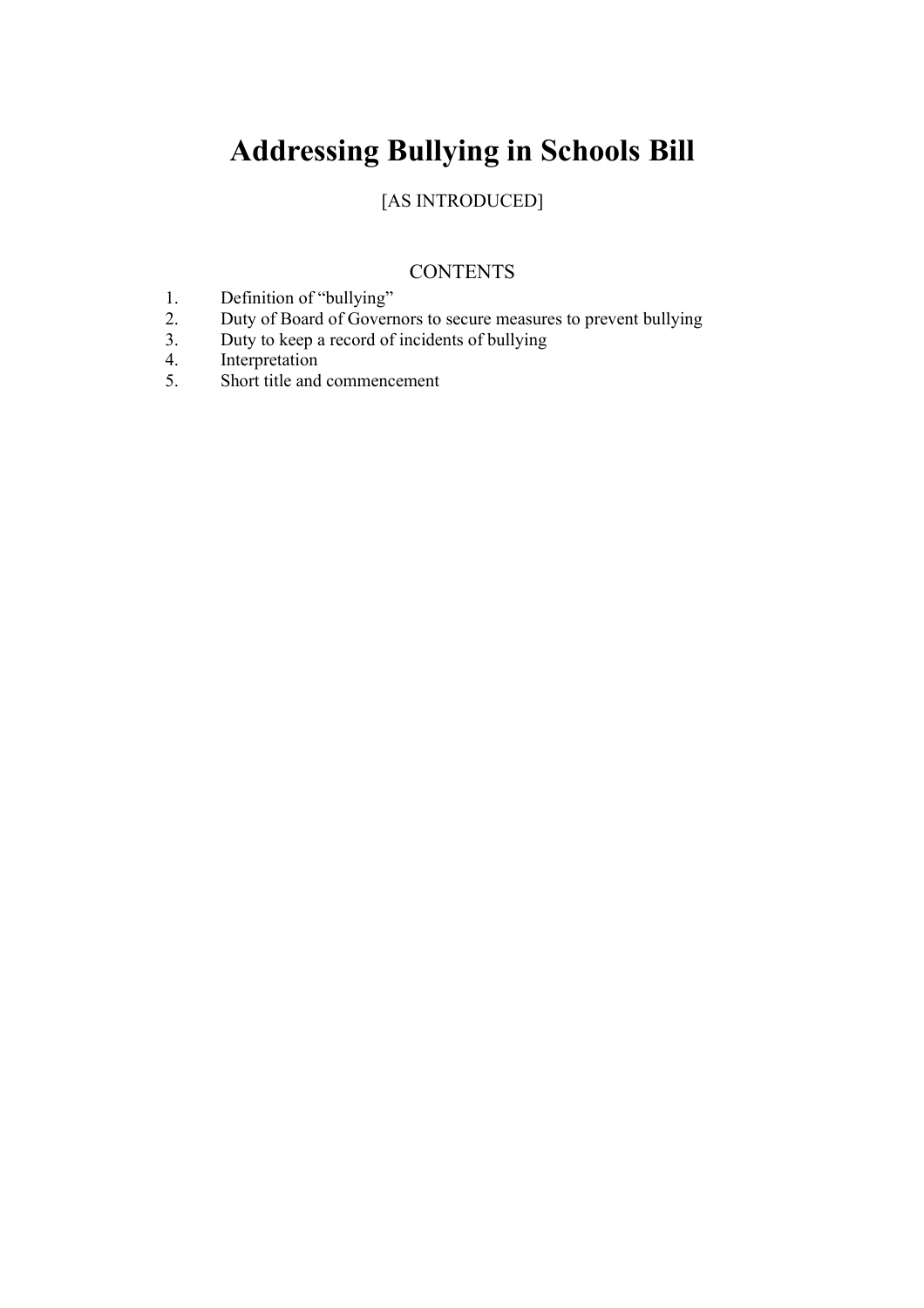# Addressing Bullying in Schools Bill

[AS INTRODUCED]

## CONTENTS

1. Definition of "bullying"
2. Duty of Board of Governors to secure measures to prevent bullying
3. Duty to keep a record of incidents of bullying
4. Interpretation
5. Short title and commencement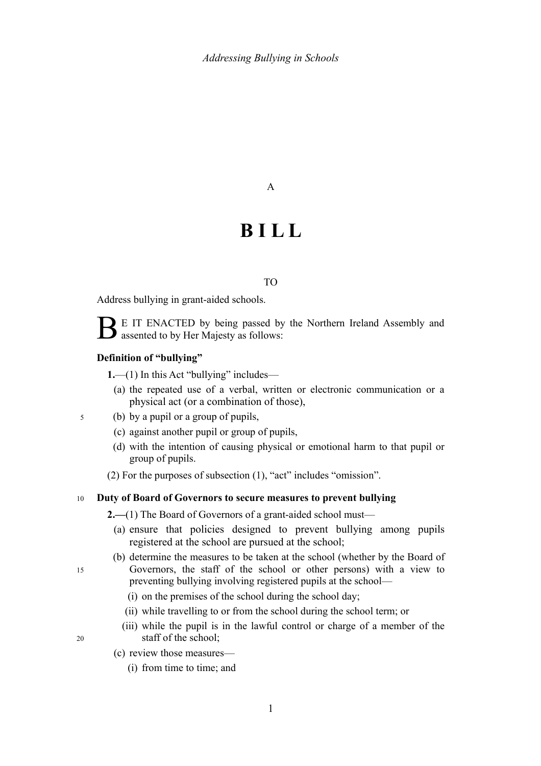A

# B I L L

TO

Address bullying in grant-aided schools.

BE IT ENACTED by being passed by the Northern Ireland Assembly and assented to by Her Majesty as follows:

**Definition of "bullying"**

**1.**—(1) In this Act "bullying" includes—

(a) the repeated use of a verbal, written or electronic communication or a physical act (or a combination of those),

(b) by a pupil or a group of pupils,

(c) against another pupil or group of pupils,

(d) with the intention of causing physical or emotional harm to that pupil or group of pupils.

(2) For the purposes of subsection (1), "act" includes "omission".

**Duty of Board of Governors to secure measures to prevent bullying**

**2.—**(1) The Board of Governors of a grant-aided school must—

(a) ensure that policies designed to prevent bullying among pupils registered at the school are pursued at the school;

(b) determine the measures to be taken at the school (whether by the Board of Governors, the staff of the school or other persons) with a view to preventing bullying involving registered pupils at the school—

(i) on the premises of the school during the school day;

(ii) while travelling to or from the school during the school term; or

(iii) while the pupil is in the lawful control or charge of a member of the staff of the school;

(c) review those measures—

(i) from time to time; and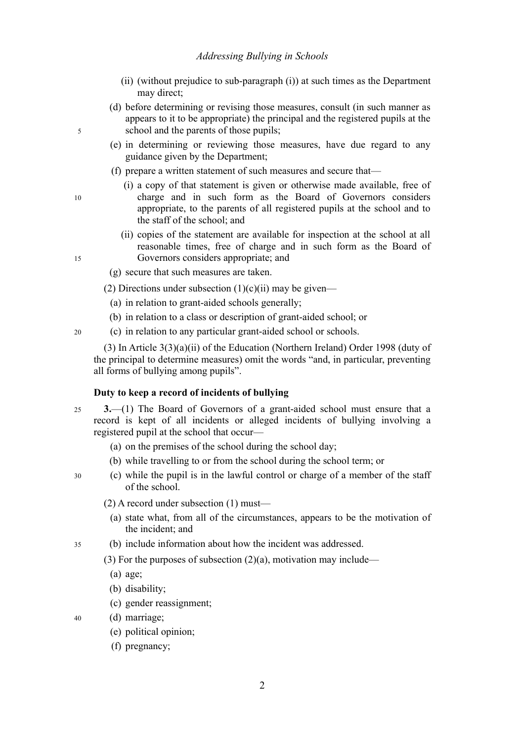(ii) (without prejudice to sub-paragraph (i)) at such times as the Department may direct;

(d) before determining or revising those measures, consult (in such manner as appears to it to be appropriate) the principal and the registered pupils at the school and the parents of those pupils;

(e) in determining or reviewing those measures, have due regard to any guidance given by the Department;

(f) prepare a written statement of such measures and secure that—

(i) a copy of that statement is given or otherwise made available, free of charge and in such form as the Board of Governors considers appropriate, to the parents of all registered pupils at the school and to the staff of the school; and

(ii) copies of the statement are available for inspection at the school at all reasonable times, free of charge and in such form as the Board of Governors considers appropriate; and

(g) secure that such measures are taken.

(2) Directions under subsection (1)(c)(ii) may be given—

(a) in relation to grant-aided schools generally;

(b) in relation to a class or description of grant-aided school; or

(c) in relation to any particular grant-aided school or schools.

(3) In Article 3(3)(a)(ii) of the Education (Northern Ireland) Order 1998 (duty of the principal to determine measures) omit the words "and, in particular, preventing all forms of bullying among pupils".

**Duty to keep a record of incidents of bullying**

**3.**—(1) The Board of Governors of a grant-aided school must ensure that a record is kept of all incidents or alleged incidents of bullying involving a registered pupil at the school that occur—

(a) on the premises of the school during the school day;

(b) while travelling to or from the school during the school term; or

(c) while the pupil is in the lawful control or charge of a member of the staff of the school.

(2) A record under subsection (1) must—

(a) state what, from all of the circumstances, appears to be the motivation of the incident; and

(b) include information about how the incident was addressed.

(3) For the purposes of subsection (2)(a), motivation may include—

(a) age;

(b) disability;

(c) gender reassignment;

(d) marriage;

(e) political opinion;

(f) pregnancy;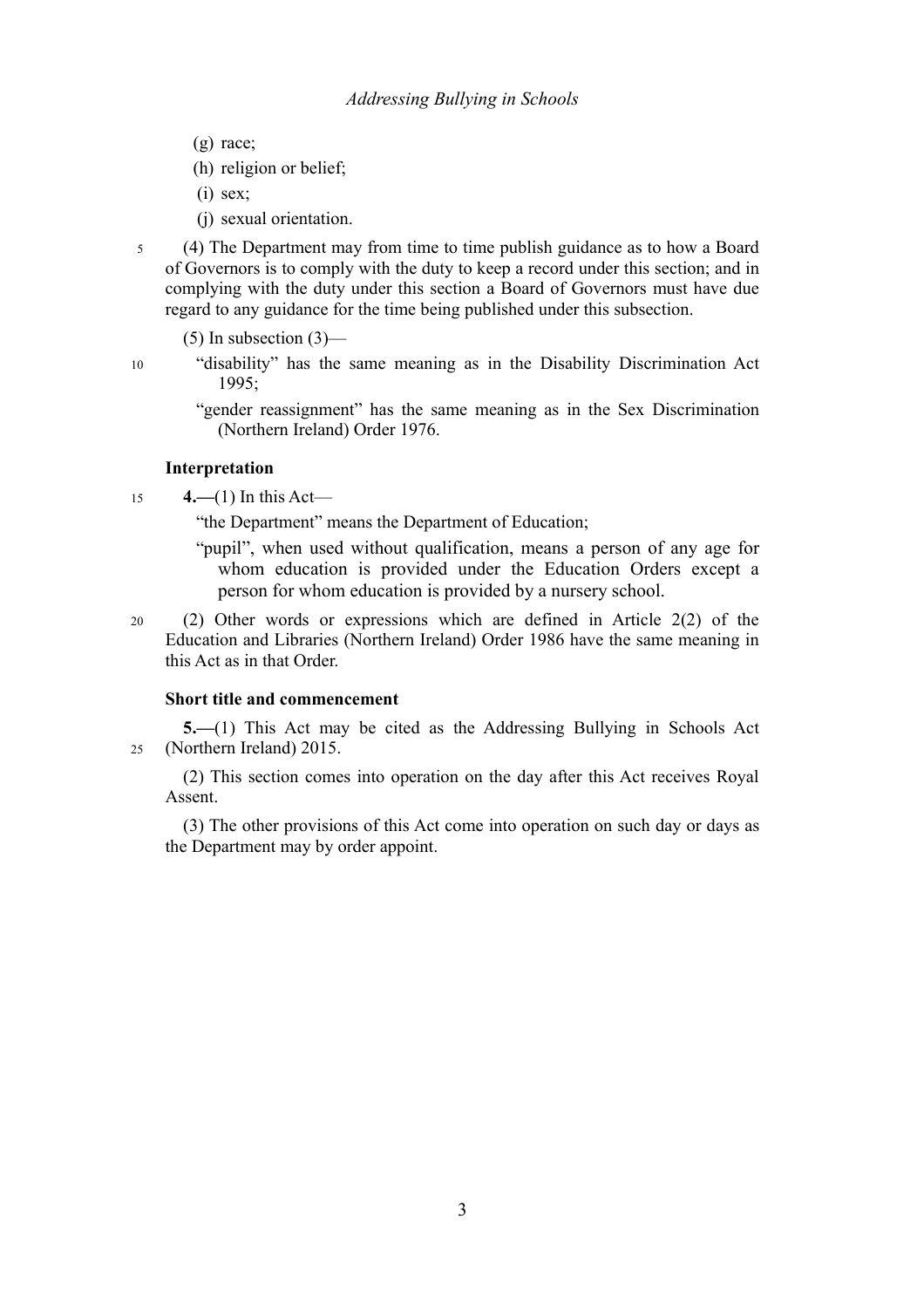(g) race;

(h) religion or belief;

(i) sex;

(j) sexual orientation.

(4) The Department may from time to time publish guidance as to how a Board of Governors is to comply with the duty to keep a record under this section; and in complying with the duty under this section a Board of Governors must have due regard to any guidance for the time being published under this subsection.

(5) In subsection (3)—

"disability" has the same meaning as in the Disability Discrimination Act 1995;

"gender reassignment" has the same meaning as in the Sex Discrimination (Northern Ireland) Order 1976.

**Interpretation**

**4.—**(1) In this Act—

"the Department" means the Department of Education;

"pupil", when used without qualification, means a person of any age for whom education is provided under the Education Orders except a person for whom education is provided by a nursery school.

(2) Other words or expressions which are defined in Article 2(2) of the Education and Libraries (Northern Ireland) Order 1986 have the same meaning in this Act as in that Order.

**Short title and commencement**

**5.—**(1) This Act may be cited as the Addressing Bullying in Schools Act (Northern Ireland) 2015.

(2) This section comes into operation on the day after this Act receives Royal Assent.

(3) The other provisions of this Act come into operation on such day or days as the Department may by order appoint.